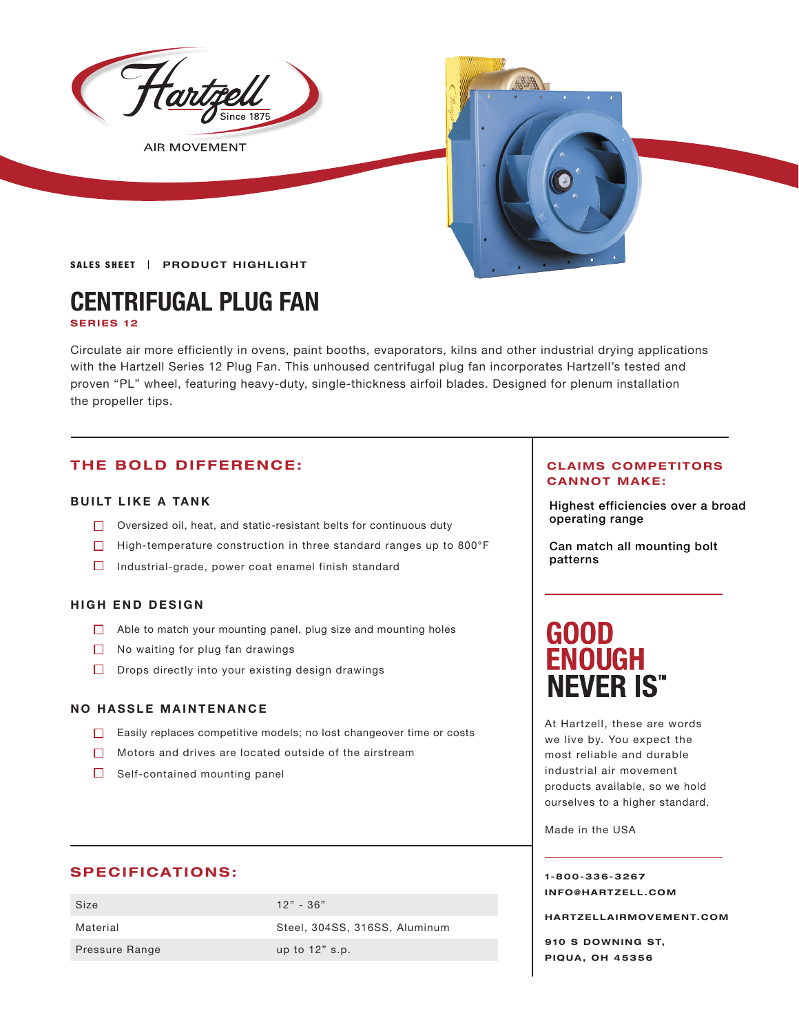Hartzell Since 1875

AIR MOVEMENT

SALES SHEET | PRODUCT HIGHLIGHT

# CENTRIFUGAL PLUG FAN

**SERIES 12**

Circulate air more efficiently in ovens, paint booths, evaporators, kilns and other industrial drying applications with the Hartzell Series 12 Plug Fan. This unhoused centrifugal plug fan incorporates Hartzell's tested and proven "PL" wheel, featuring heavy-duty, single-thickness airfoil blades. Designed for plenum installation the propeller tips.

## THE BOLD DIFFERENCE:

### BUILT LIKE A TANK

- Oversized oil, heat, and static-resistant belts for continuous duty
- High-temperature construction in three standard ranges up to 800°F
- Industrial-grade, power coat enamel finish standard

### HIGH END DESIGN

- Able to match your mounting panel, plug size and mounting holes
- No waiting for plug fan drawings
- Drops directly into your existing design drawings

### NO HASSLE MAINTENANCE

- Easily replaces competitive models; no lost changeover time or costs
- Motors and drives are located outside of the airstream
- Self-contained mounting panel

## SPECIFICATIONS:

| Size | 12" - 36" |
|---|---|
| Material | Steel, 304SS, 316SS, Aluminum |
| Pressure Range | up to 12" s.p. |

## CLAIMS COMPETITORS CANNOT MAKE:

Highest efficiencies over a broad operating range

Can match all mounting bolt patterns

## GOOD ENOUGH NEVER IS™

At Hartzell, these are words we live by. You expect the most reliable and durable industrial air movement products available, so we hold ourselves to a higher standard.

Made in the USA

1-800-336-3267
INFO@HARTZELL.COM

HARTZELLAIRMOVEMENT.COM

910 S DOWNING ST,
PIQUA, OH 45356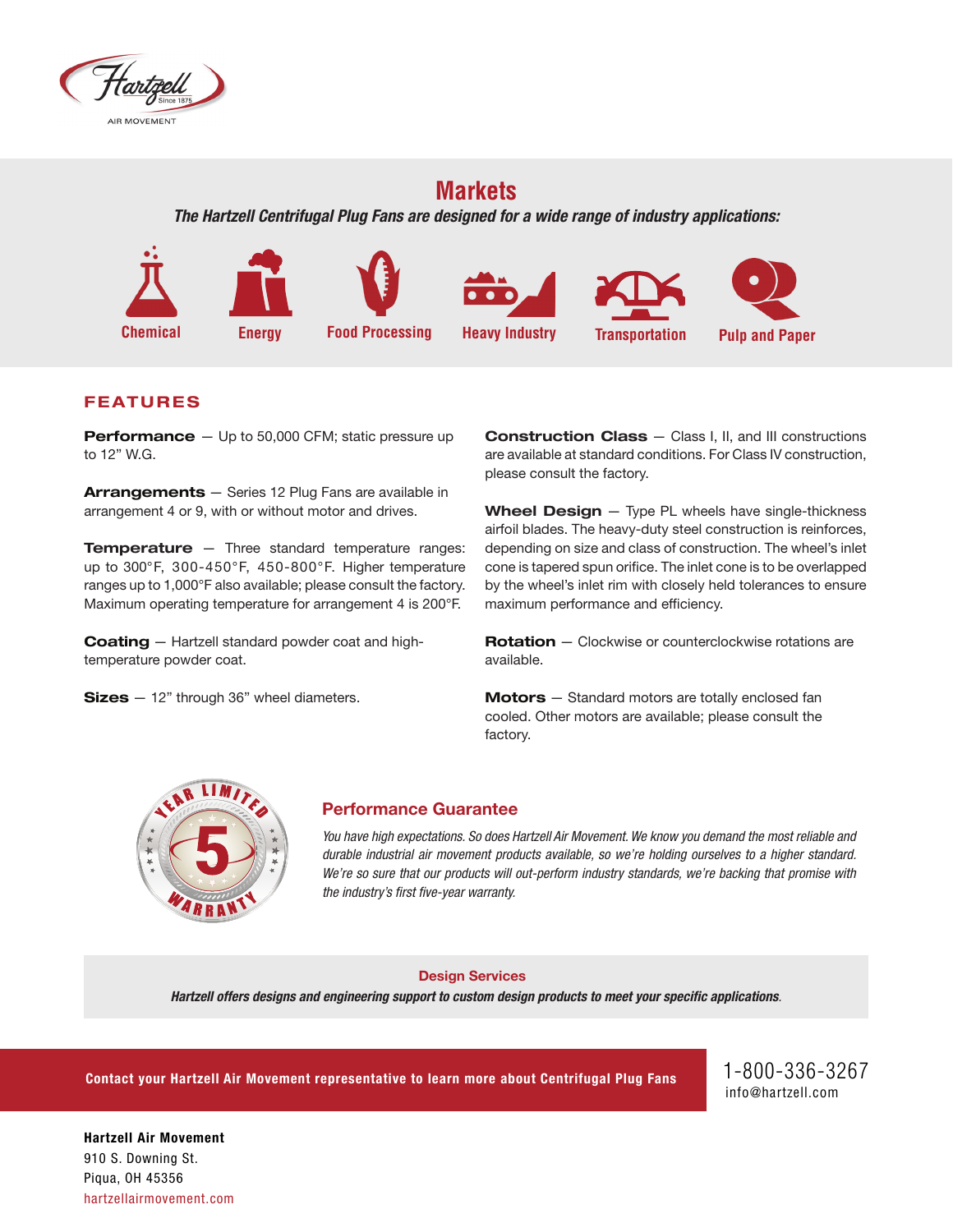Hartzell Since 1875 AIR MOVEMENT

## Markets

*The Hartzell Centrifugal Plug Fans are designed for a wide range of industry applications:*

Chemical

Energy

Food Processing

Heavy Industry

Transportation

Pulp and Paper

## FEATURES

**Performance** — Up to 50,000 CFM; static pressure up to 12" W.G.

**Arrangements** — Series 12 Plug Fans are available in arrangement 4 or 9, with or without motor and drives.

**Temperature** — Three standard temperature ranges: up to 300°F, 300-450°F, 450-800°F. Higher temperature ranges up to 1,000°F also available; please consult the factory. Maximum operating temperature for arrangement 4 is 200°F.

**Coating** — Hartzell standard powder coat and high-temperature powder coat.

**Sizes** — 12" through 36" wheel diameters.

**Construction Class** — Class I, II, and III constructions are available at standard conditions. For Class IV construction, please consult the factory.

**Wheel Design** — Type PL wheels have single-thickness airfoil blades. The heavy-duty steel construction is reinforces, depending on size and class of construction. The wheel's inlet cone is tapered spun orifice. The inlet cone is to be overlapped by the wheel's inlet rim with closely held tolerances to ensure maximum performance and efficiency.

**Rotation** — Clockwise or counterclockwise rotations are available.

**Motors** — Standard motors are totally enclosed fan cooled. Other motors are available; please consult the factory.

5 YEAR LIMITED WARRANTY

### Performance Guarantee

*You have high expectations. So does Hartzell Air Movement. We know you demand the most reliable and durable industrial air movement products available, so we're holding ourselves to a higher standard. We're so sure that our products will out-perform industry standards, we're backing that promise with the industry's first five-year warranty.*

### Design Services

***Hartzell offers designs and engineering support to custom design products to meet your specific applications.***

**Contact your Hartzell Air Movement representative to learn more about Centrifugal Plug Fans**

1-800-336-3267
info@hartzell.com

**Hartzell Air Movement**
910 S. Downing St.
Piqua, OH 45356
hartzellairmovement.com